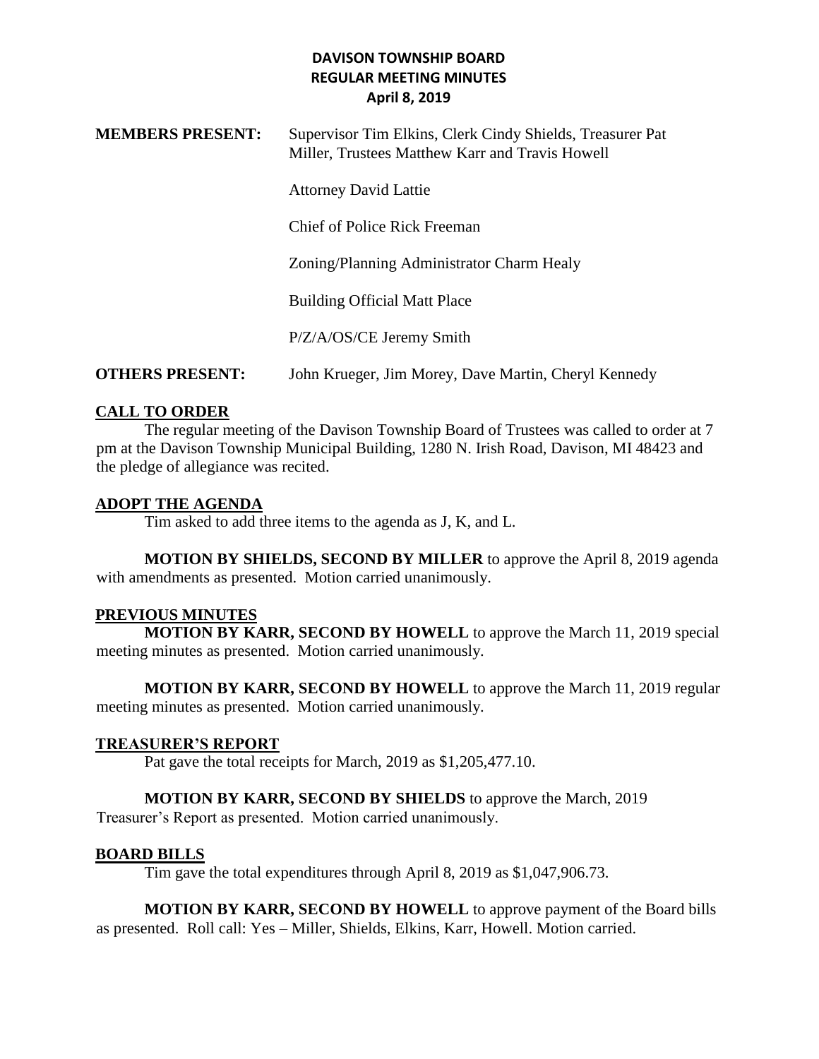# DAVISON TOWNSHIP BOARD
## REGULAR MEETING MINUTES
### April 8, 2019

**MEMBERS PRESENT:** Supervisor Tim Elkins, Clerk Cindy Shields, Treasurer Pat Miller, Trustees Matthew Karr and Travis Howell

Attorney David Lattie

Chief of Police Rick Freeman

Zoning/Planning Administrator Charm Healy

Building Official Matt Place

P/Z/A/OS/CE Jeremy Smith

**OTHERS PRESENT:** John Krueger, Jim Morey, Dave Martin, Cheryl Kennedy

**CALL TO ORDER**

The regular meeting of the Davison Township Board of Trustees was called to order at 7 pm at the Davison Township Municipal Building, 1280 N. Irish Road, Davison, MI 48423 and the pledge of allegiance was recited.

**ADOPT THE AGENDA**

Tim asked to add three items to the agenda as J, K, and L.

**MOTION BY SHIELDS, SECOND BY MILLER** to approve the April 8, 2019 agenda with amendments as presented. Motion carried unanimously.

**PREVIOUS MINUTES**

**MOTION BY KARR, SECOND BY HOWELL** to approve the March 11, 2019 special meeting minutes as presented. Motion carried unanimously.

**MOTION BY KARR, SECOND BY HOWELL** to approve the March 11, 2019 regular meeting minutes as presented. Motion carried unanimously.

**TREASURER'S REPORT**

Pat gave the total receipts for March, 2019 as $1,205,477.10.

**MOTION BY KARR, SECOND BY SHIELDS** to approve the March, 2019 Treasurer's Report as presented. Motion carried unanimously.

**BOARD BILLS**

Tim gave the total expenditures through April 8, 2019 as $1,047,906.73.

**MOTION BY KARR, SECOND BY HOWELL** to approve payment of the Board bills as presented. Roll call: Yes – Miller, Shields, Elkins, Karr, Howell. Motion carried.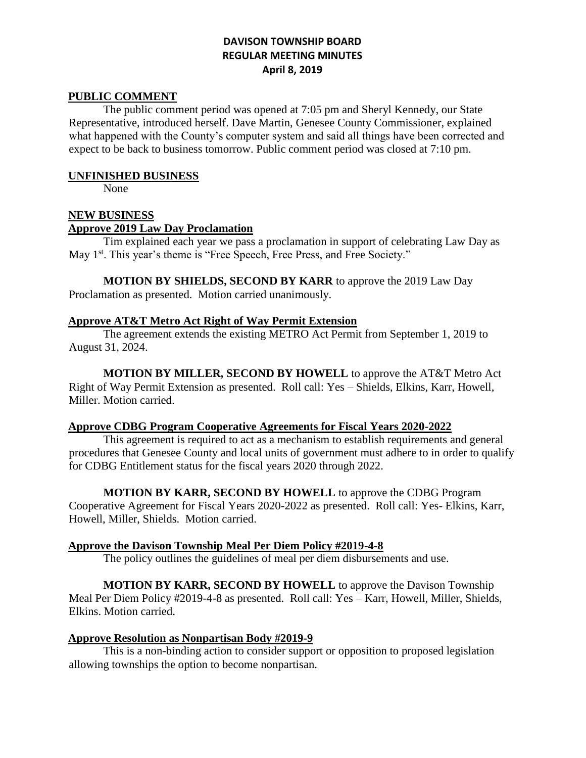# DAVISON TOWNSHIP BOARD
## REGULAR MEETING MINUTES
### April 8, 2019

**PUBLIC COMMENT**

The public comment period was opened at 7:05 pm and Sheryl Kennedy, our State Representative, introduced herself. Dave Martin, Genesee County Commissioner, explained what happened with the County's computer system and said all things have been corrected and expect to be back to business tomorrow. Public comment period was closed at 7:10 pm.

**UNFINISHED BUSINESS**

None

**NEW BUSINESS**

**Approve 2019 Law Day Proclamation**

Tim explained each year we pass a proclamation in support of celebrating Law Day as May 1st. This year's theme is "Free Speech, Free Press, and Free Society."

**MOTION BY SHIELDS, SECOND BY KARR** to approve the 2019 Law Day Proclamation as presented. Motion carried unanimously.

**Approve AT&T Metro Act Right of Way Permit Extension**

The agreement extends the existing METRO Act Permit from September 1, 2019 to August 31, 2024.

**MOTION BY MILLER, SECOND BY HOWELL** to approve the AT&T Metro Act Right of Way Permit Extension as presented. Roll call: Yes – Shields, Elkins, Karr, Howell, Miller. Motion carried.

**Approve CDBG Program Cooperative Agreements for Fiscal Years 2020-2022**

This agreement is required to act as a mechanism to establish requirements and general procedures that Genesee County and local units of government must adhere to in order to qualify for CDBG Entitlement status for the fiscal years 2020 through 2022.

**MOTION BY KARR, SECOND BY HOWELL** to approve the CDBG Program Cooperative Agreement for Fiscal Years 2020-2022 as presented. Roll call: Yes- Elkins, Karr, Howell, Miller, Shields. Motion carried.

**Approve the Davison Township Meal Per Diem Policy #2019-4-8**

The policy outlines the guidelines of meal per diem disbursements and use.

**MOTION BY KARR, SECOND BY HOWELL** to approve the Davison Township Meal Per Diem Policy #2019-4-8 as presented. Roll call: Yes – Karr, Howell, Miller, Shields, Elkins. Motion carried.

**Approve Resolution as Nonpartisan Body #2019-9**

This is a non-binding action to consider support or opposition to proposed legislation allowing townships the option to become nonpartisan.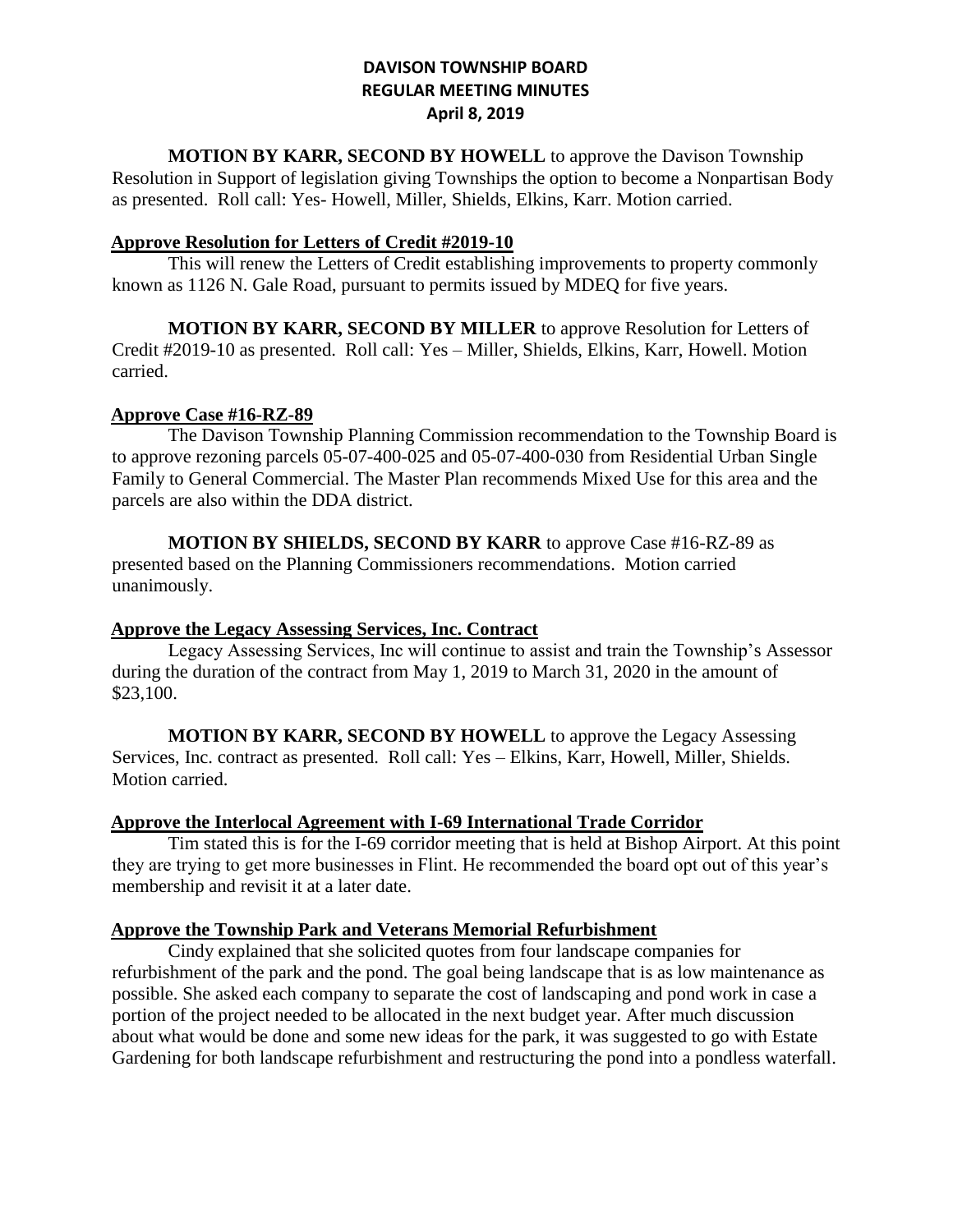# DAVISON TOWNSHIP BOARD
## REGULAR MEETING MINUTES
### April 8, 2019

**MOTION BY KARR, SECOND BY HOWELL** to approve the Davison Township Resolution in Support of legislation giving Townships the option to become a Nonpartisan Body as presented. Roll call: Yes- Howell, Miller, Shields, Elkins, Karr. Motion carried.

**Approve Resolution for Letters of Credit #2019-10**

This will renew the Letters of Credit establishing improvements to property commonly known as 1126 N. Gale Road, pursuant to permits issued by MDEQ for five years.

**MOTION BY KARR, SECOND BY MILLER** to approve Resolution for Letters of Credit #2019-10 as presented. Roll call: Yes – Miller, Shields, Elkins, Karr, Howell. Motion carried.

**Approve Case #16-RZ-89**

The Davison Township Planning Commission recommendation to the Township Board is to approve rezoning parcels 05-07-400-025 and 05-07-400-030 from Residential Urban Single Family to General Commercial. The Master Plan recommends Mixed Use for this area and the parcels are also within the DDA district.

**MOTION BY SHIELDS, SECOND BY KARR** to approve Case #16-RZ-89 as presented based on the Planning Commissioners recommendations. Motion carried unanimously.

**Approve the Legacy Assessing Services, Inc. Contract**

Legacy Assessing Services, Inc will continue to assist and train the Township's Assessor during the duration of the contract from May 1, 2019 to March 31, 2020 in the amount of $23,100.

**MOTION BY KARR, SECOND BY HOWELL** to approve the Legacy Assessing Services, Inc. contract as presented. Roll call: Yes – Elkins, Karr, Howell, Miller, Shields. Motion carried.

**Approve the Interlocal Agreement with I-69 International Trade Corridor**

Tim stated this is for the I-69 corridor meeting that is held at Bishop Airport. At this point they are trying to get more businesses in Flint. He recommended the board opt out of this year's membership and revisit it at a later date.

**Approve the Township Park and Veterans Memorial Refurbishment**

Cindy explained that she solicited quotes from four landscape companies for refurbishment of the park and the pond. The goal being landscape that is as low maintenance as possible. She asked each company to separate the cost of landscaping and pond work in case a portion of the project needed to be allocated in the next budget year. After much discussion about what would be done and some new ideas for the park, it was suggested to go with Estate Gardening for both landscape refurbishment and restructuring the pond into a pondless waterfall.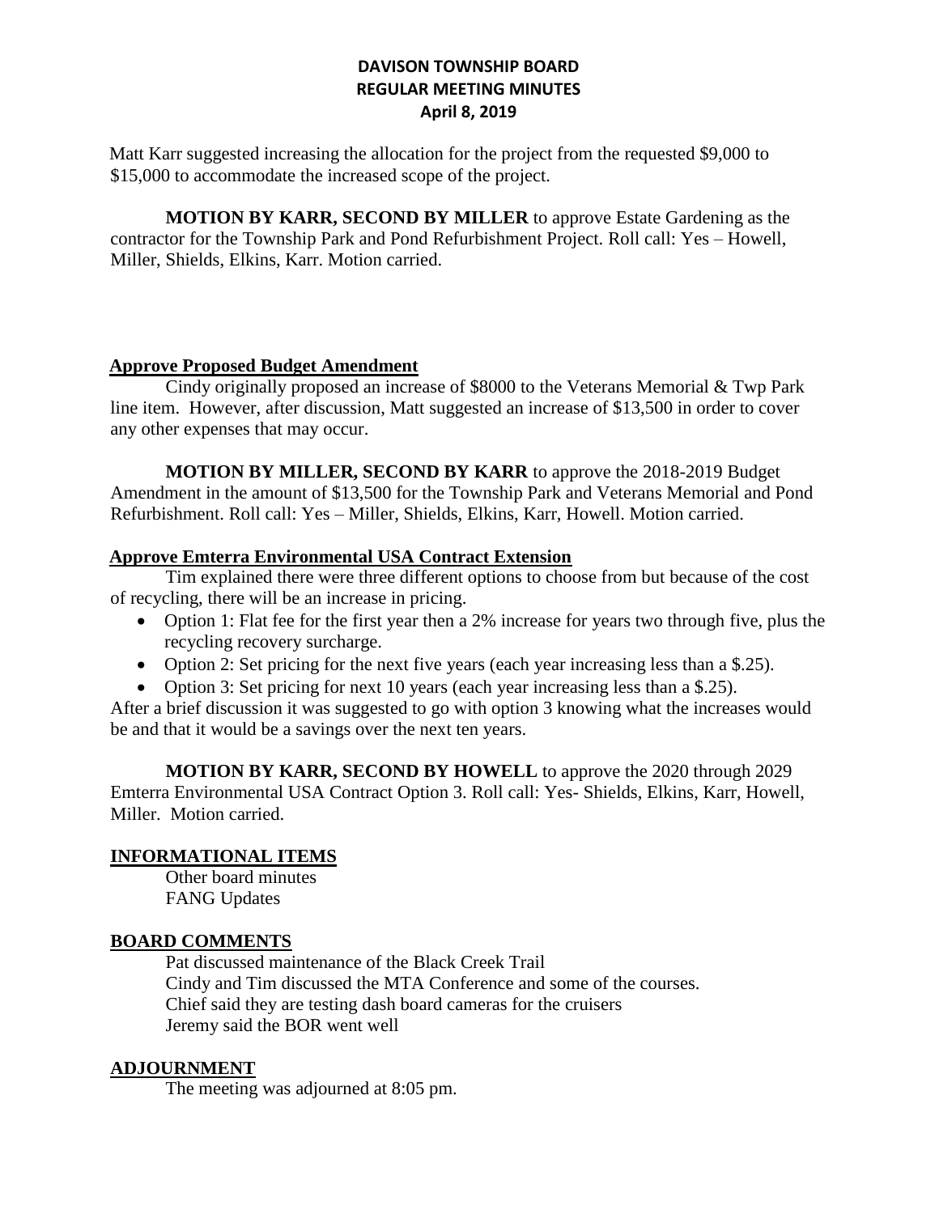Matt Karr suggested increasing the allocation for the project from the requested $9,000 to $15,000 to accommodate the increased scope of the project.

**MOTION BY KARR, SECOND BY MILLER** to approve Estate Gardening as the contractor for the Township Park and Pond Refurbishment Project. Roll call: Yes – Howell, Miller, Shields, Elkins, Karr. Motion carried.

**Approve Proposed Budget Amendment**

Cindy originally proposed an increase of $8000 to the Veterans Memorial & Twp Park line item. However, after discussion, Matt suggested an increase of $13,500 in order to cover any other expenses that may occur.

**MOTION BY MILLER, SECOND BY KARR** to approve the 2018-2019 Budget Amendment in the amount of $13,500 for the Township Park and Veterans Memorial and Pond Refurbishment. Roll call: Yes – Miller, Shields, Elkins, Karr, Howell. Motion carried.

**Approve Emterra Environmental USA Contract Extension**

Tim explained there were three different options to choose from but because of the cost of recycling, there will be an increase in pricing.

- Option 1: Flat fee for the first year then a 2% increase for years two through five, plus the recycling recovery surcharge.
- Option 2: Set pricing for the next five years (each year increasing less than a $.25).
- Option 3: Set pricing for next 10 years (each year increasing less than a $.25).

After a brief discussion it was suggested to go with option 3 knowing what the increases would be and that it would be a savings over the next ten years.

**MOTION BY KARR, SECOND BY HOWELL** to approve the 2020 through 2029 Emterra Environmental USA Contract Option 3. Roll call: Yes- Shields, Elkins, Karr, Howell, Miller. Motion carried.

## INFORMATIONAL ITEMS

Other board minutes
FANG Updates

## BOARD COMMENTS

Pat discussed maintenance of the Black Creek Trail
Cindy and Tim discussed the MTA Conference and some of the courses.
Chief said they are testing dash board cameras for the cruisers
Jeremy said the BOR went well

## ADJOURNMENT

The meeting was adjourned at 8:05 pm.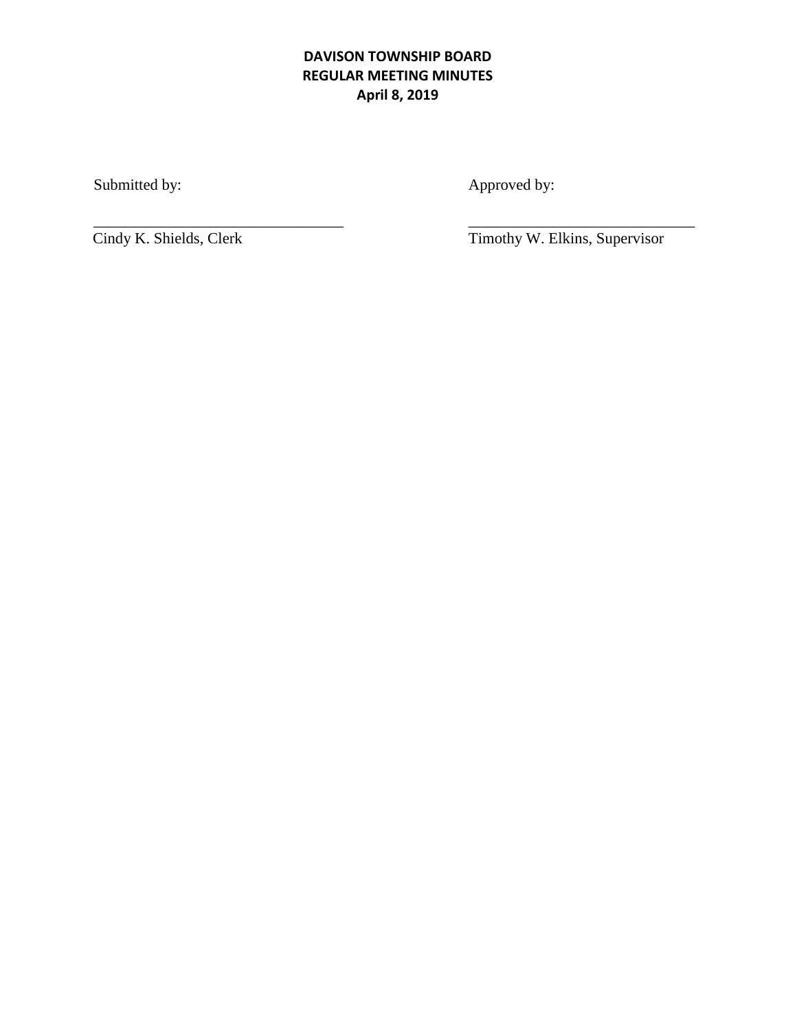**DAVISON TOWNSHIP BOARD**
**REGULAR MEETING MINUTES**
**April 8, 2019**

Submitted by:

\_\_\_\_\_\_\_\_\_\_\_\_\_\_\_\_\_\_\_\_\_\_\_\_\_\_\_\_\_\_\_\_\_
Cindy K. Shields, Clerk

Approved by:

\_\_\_\_\_\_\_\_\_\_\_\_\_\_\_\_\_\_\_\_\_\_\_\_\_\_\_\_\_\_\_
Timothy W. Elkins, Supervisor